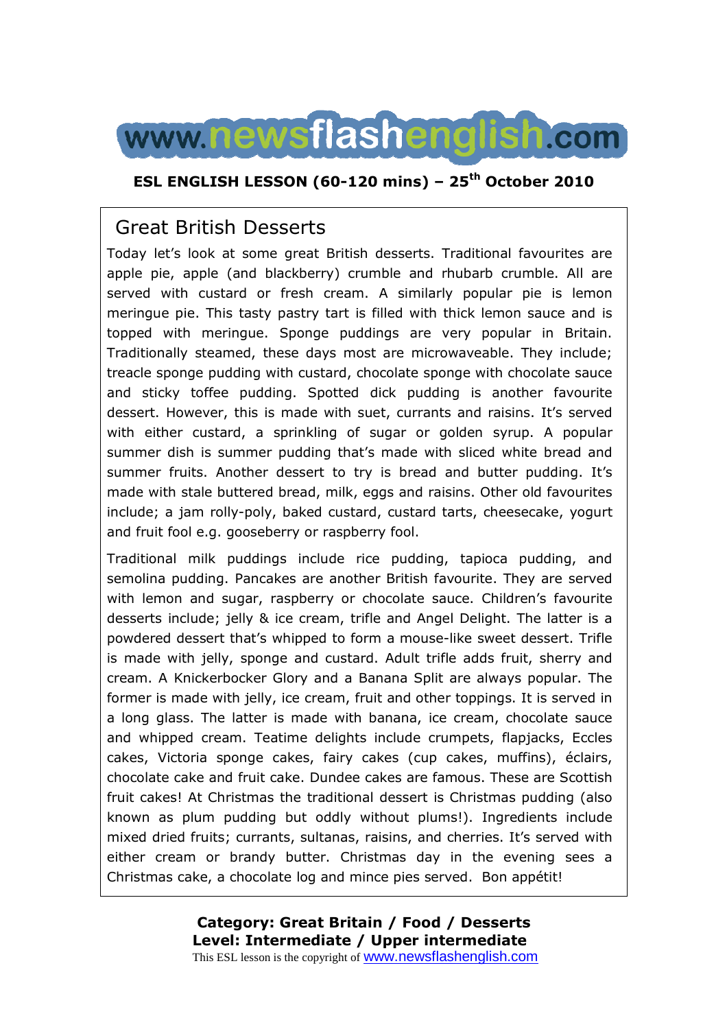www.newsflashenglish.com

**ESL ENGLISH LESSON (60-120 mins) – 25th October 2010**

## Great British Desserts

Today let's look at some great British desserts. Traditional favourites are apple pie, apple (and blackberry) crumble and rhubarb crumble. All are served with custard or fresh cream. A similarly popular pie is lemon meringue pie. This tasty pastry tart is filled with thick lemon sauce and is topped with meringue. Sponge puddings are very popular in Britain. Traditionally steamed, these days most are microwaveable. They include; treacle sponge pudding with custard, chocolate sponge with chocolate sauce and sticky toffee pudding. Spotted dick pudding is another favourite dessert. However, this is made with suet, currants and raisins. It's served with either custard, a sprinkling of sugar or golden syrup. A popular summer dish is summer pudding that's made with sliced white bread and summer fruits. Another dessert to try is bread and butter pudding. It's made with stale buttered bread, milk, eggs and raisins. Other old favourites include; a jam rolly-poly, baked custard, custard tarts, cheesecake, yogurt and fruit fool e.g. gooseberry or raspberry fool.

Traditional milk puddings include rice pudding, tapioca pudding, and semolina pudding. Pancakes are another British favourite. They are served with lemon and sugar, raspberry or chocolate sauce. Children's favourite desserts include; jelly & ice cream, trifle and Angel Delight. The latter is a powdered dessert that's whipped to form a mouse-like sweet dessert. Trifle is made with jelly, sponge and custard. Adult trifle adds fruit, sherry and cream. A Knickerbocker Glory and a Banana Split are always popular. The former is made with jelly, ice cream, fruit and other toppings. It is served in a long glass. The latter is made with banana, ice cream, chocolate sauce and whipped cream. Teatime delights include crumpets, flapjacks, Eccles cakes, Victoria sponge cakes, fairy cakes (cup cakes, muffins), éclairs, chocolate cake and fruit cake. Dundee cakes are famous. These are Scottish fruit cakes! At Christmas the traditional dessert is Christmas pudding (also known as plum pudding but oddly without plums!). Ingredients include mixed dried fruits; currants, sultanas, raisins, and cherries. It's served with either cream or brandy butter. Christmas day in the evening sees a Christmas cake, a chocolate log and mince pies served. Bon appétit!

**Category: Great Britain / Food / Desserts**
**Level: Intermediate / Upper intermediate**
This ESL lesson is the copyright of www.newsflashenglish.com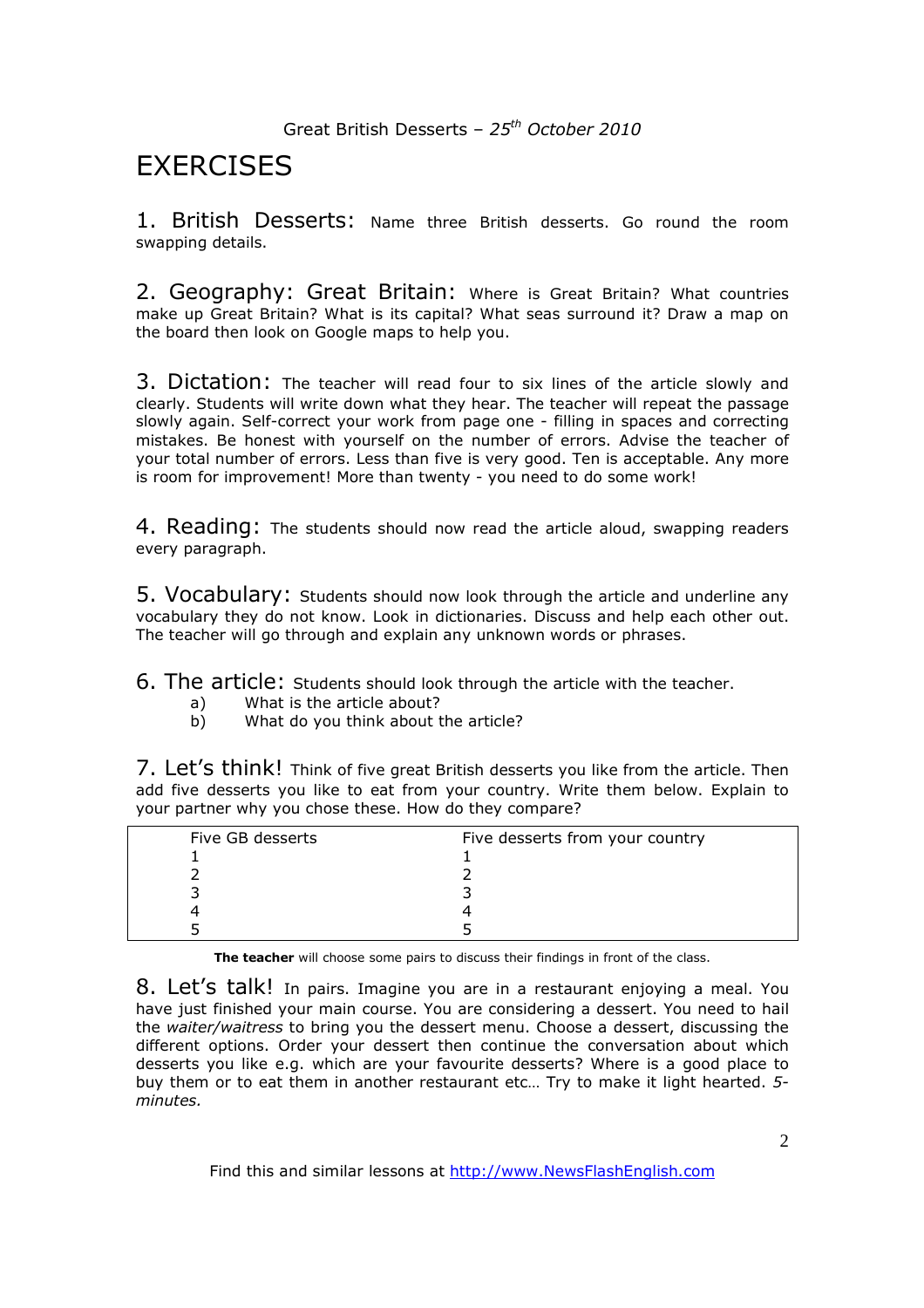# EXERCISES

**1. British Desserts:** Name three British desserts. Go round the room swapping details.

**2. Geography: Great Britain:** Where is Great Britain? What countries make up Great Britain? What is its capital? What seas surround it? Draw a map on the board then look on Google maps to help you.

**3. Dictation:** The teacher will read four to six lines of the article slowly and clearly. Students will write down what they hear. The teacher will repeat the passage slowly again. Self-correct your work from page one - filling in spaces and correcting mistakes. Be honest with yourself on the number of errors. Advise the teacher of your total number of errors. Less than five is very good. Ten is acceptable. Any more is room for improvement! More than twenty - you need to do some work!

**4. Reading:** The students should now read the article aloud, swapping readers every paragraph.

**5. Vocabulary:** Students should now look through the article and underline any vocabulary they do not know. Look in dictionaries. Discuss and help each other out. The teacher will go through and explain any unknown words or phrases.

**6. The article:** Students should look through the article with the teacher.

a) What is the article about?
b) What do you think about the article?

**7. Let's think!** Think of five great British desserts you like from the article. Then add five desserts you like to eat from your country. Write them below. Explain to your partner why you chose these. How do they compare?

| Five GB desserts | Five desserts from your country |
|---|---|
| 1 | 1 |
| 2 | 2 |
| 3 | 3 |
| 4 | 4 |
| 5 | 5 |

**The teacher** will choose some pairs to discuss their findings in front of the class.

**8. Let's talk!** In pairs. Imagine you are in a restaurant enjoying a meal. You have just finished your main course. You are considering a dessert. You need to hail the *waiter/waitress* to bring you the dessert menu. Choose a dessert, discussing the different options. Order your dessert then continue the conversation about which desserts you like e.g. which are your favourite desserts? Where is a good place to buy them or to eat them in another restaurant etc… Try to make it light hearted. *5-minutes.*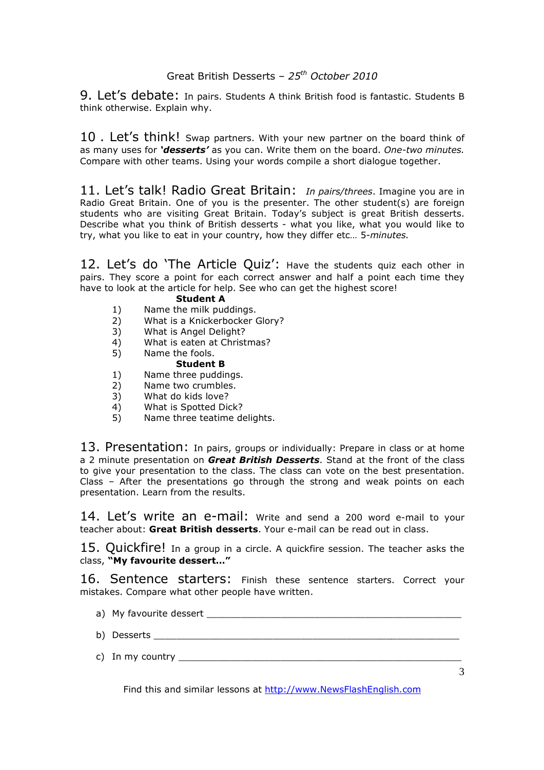## 9. Let's debate: 

In pairs. Students A think British food is fantastic. Students B think otherwise. Explain why.

## 10 . Let's think! 

Swap partners. With your new partner on the board think of as many uses for ***'desserts'*** as you can. Write them on the board. *One-two minutes.* Compare with other teams. Using your words compile a short dialogue together.

## 11. Let's talk! Radio Great Britain: 

*In pairs/threes*. Imagine you are in Radio Great Britain. One of you is the presenter. The other student(s) are foreign students who are visiting Great Britain. Today's subject is great British desserts. Describe what you think of British desserts - what you like, what you would like to try, what you like to eat in your country, how they differ etc… 5-*minutes.*

## 12. Let's do 'The Article Quiz': 

Have the students quiz each other in pairs. They score a point for each correct answer and half a point each time they have to look at the article for help. See who can get the highest score!

**Student A**

1) Name the milk puddings.
2) What is a Knickerbocker Glory?
3) What is Angel Delight?
4) What is eaten at Christmas?
5) Name the fools.

**Student B**

1) Name three puddings.
2) Name two crumbles.
3) What do kids love?
4) What is Spotted Dick?
5) Name three teatime delights.

## 13. Presentation: 

In pairs, groups or individually: Prepare in class or at home a 2 minute presentation on ***Great British Desserts***. Stand at the front of the class to give your presentation to the class. The class can vote on the best presentation. Class – After the presentations go through the strong and weak points on each presentation. Learn from the results.

## 14. Let's write an e-mail: 

Write and send a 200 word e-mail to your teacher about: **Great British desserts**. Your e-mail can be read out in class.

## 15. Quickfire! 

In a group in a circle. A quickfire session. The teacher asks the class, **"My favourite dessert…"**

## 16. Sentence starters: 

Finish these sentence starters. Correct your mistakes. Compare what other people have written.

a) My favourite dessert ______________________________________________

b) Desserts _______________________________________________________

c) In my country ___________________________________________________

Find this and similar lessons at http://www.NewsFlashEnglish.com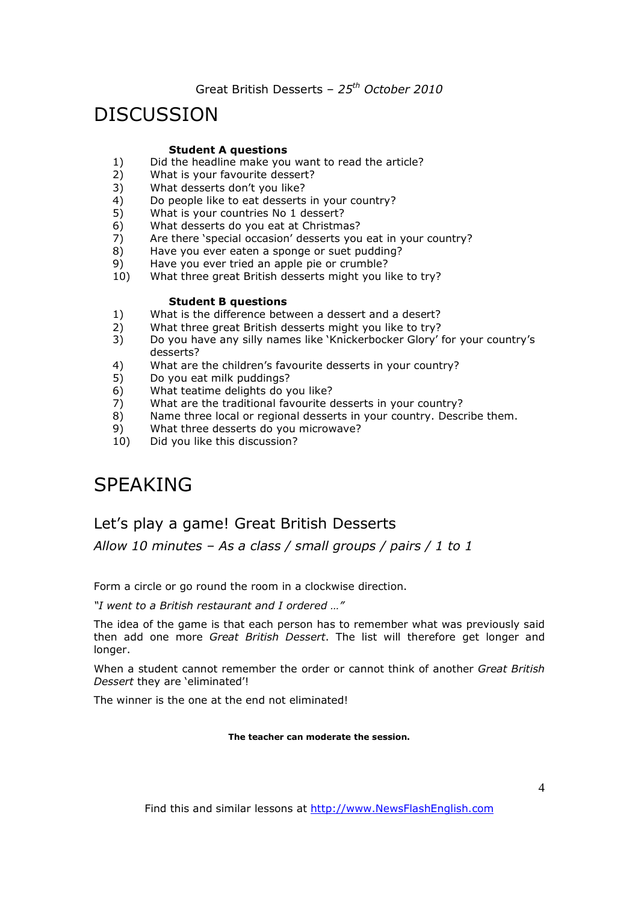# DISCUSSION

**Student A questions**

1) Did the headline make you want to read the article?
2) What is your favourite dessert?
3) What desserts don't you like?
4) Do people like to eat desserts in your country?
5) What is your countries No 1 dessert?
6) What desserts do you eat at Christmas?
7) Are there 'special occasion' desserts you eat in your country?
8) Have you ever eaten a sponge or suet pudding?
9) Have you ever tried an apple pie or crumble?
10) What three great British desserts might you like to try?

**Student B questions**

1) What is the difference between a dessert and a desert?
2) What three great British desserts might you like to try?
3) Do you have any silly names like 'Knickerbocker Glory' for your country's desserts?
4) What are the children's favourite desserts in your country?
5) Do you eat milk puddings?
6) What teatime delights do you like?
7) What are the traditional favourite desserts in your country?
8) Name three local or regional desserts in your country. Describe them.
9) What three desserts do you microwave?
10) Did you like this discussion?

# SPEAKING

## Let's play a game! Great British Desserts

*Allow 10 minutes – As a class / small groups / pairs / 1 to 1*

Form a circle or go round the room in a clockwise direction.

*"I went to a British restaurant and I ordered …"*

The idea of the game is that each person has to remember what was previously said then add one more *Great British Dessert*. The list will therefore get longer and longer.

When a student cannot remember the order or cannot think of another *Great British Dessert* they are 'eliminated'!

The winner is the one at the end not eliminated!

**The teacher can moderate the session.**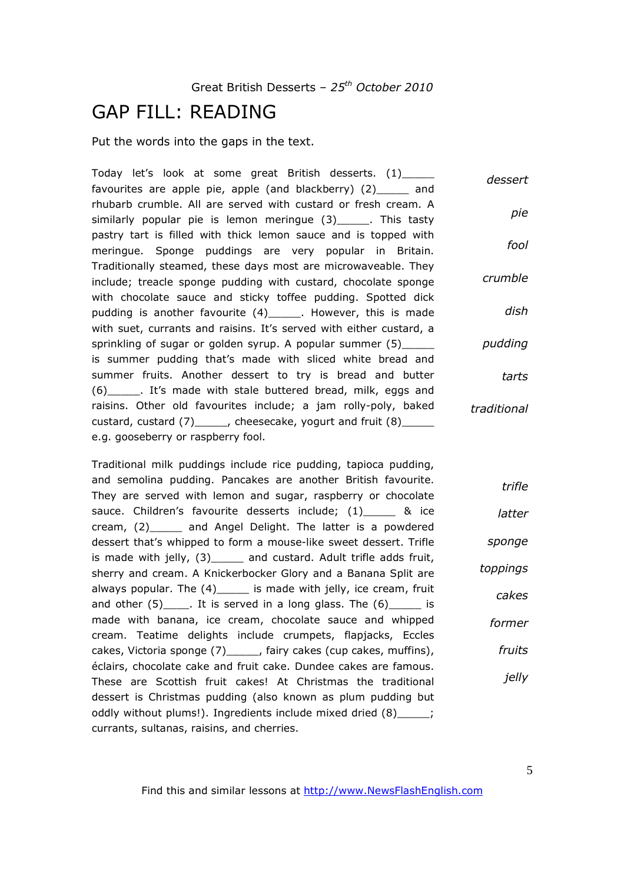Great British Desserts – *25th October 2010*

# GAP FILL: READING

Put the words into the gaps in the text.

Today let's look at some great British desserts. (1)_____ favourites are apple pie, apple (and blackberry) (2)_____ and rhubarb crumble. All are served with custard or fresh cream. A similarly popular pie is lemon meringue (3)_____. This tasty pastry tart is filled with thick lemon sauce and is topped with meringue. Sponge puddings are very popular in Britain. Traditionally steamed, these days most are microwaveable. They include; treacle sponge pudding with custard, chocolate sponge with chocolate sauce and sticky toffee pudding. Spotted dick pudding is another favourite (4)_____. However, this is made with suet, currants and raisins. It's served with either custard, a sprinkling of sugar or golden syrup. A popular summer (5)_____ is summer pudding that's made with sliced white bread and summer fruits. Another dessert to try is bread and butter (6)_____. It's made with stale buttered bread, milk, eggs and raisins. Other old favourites include; a jam rolly-poly, baked custard, custard (7)_____, cheesecake, yogurt and fruit (8)_____ e.g. gooseberry or raspberry fool.

*dessert*
*pie*
*fool*
*crumble*
*dish*
*pudding*
*tarts*
*traditional*

Traditional milk puddings include rice pudding, tapioca pudding, and semolina pudding. Pancakes are another British favourite. They are served with lemon and sugar, raspberry or chocolate sauce. Children's favourite desserts include; (1)_____ & ice cream, (2)_____ and Angel Delight. The latter is a powdered dessert that's whipped to form a mouse-like sweet dessert. Trifle is made with jelly, (3)_____ and custard. Adult trifle adds fruit, sherry and cream. A Knickerbocker Glory and a Banana Split are always popular. The (4)_____ is made with jelly, ice cream, fruit and other (5)____. It is served in a long glass. The (6)_____ is made with banana, ice cream, chocolate sauce and whipped cream. Teatime delights include crumpets, flapjacks, Eccles cakes, Victoria sponge (7)_____, fairy cakes (cup cakes, muffins), éclairs, chocolate cake and fruit cake. Dundee cakes are famous. These are Scottish fruit cakes! At Christmas the traditional dessert is Christmas pudding (also known as plum pudding but oddly without plums!). Ingredients include mixed dried (8)_____; currants, sultanas, raisins, and cherries.

*trifle*
*latter*
*sponge*
*toppings*
*cakes*
*former*
*fruits*
*jelly*

Find this and similar lessons at http://www.NewsFlashEnglish.com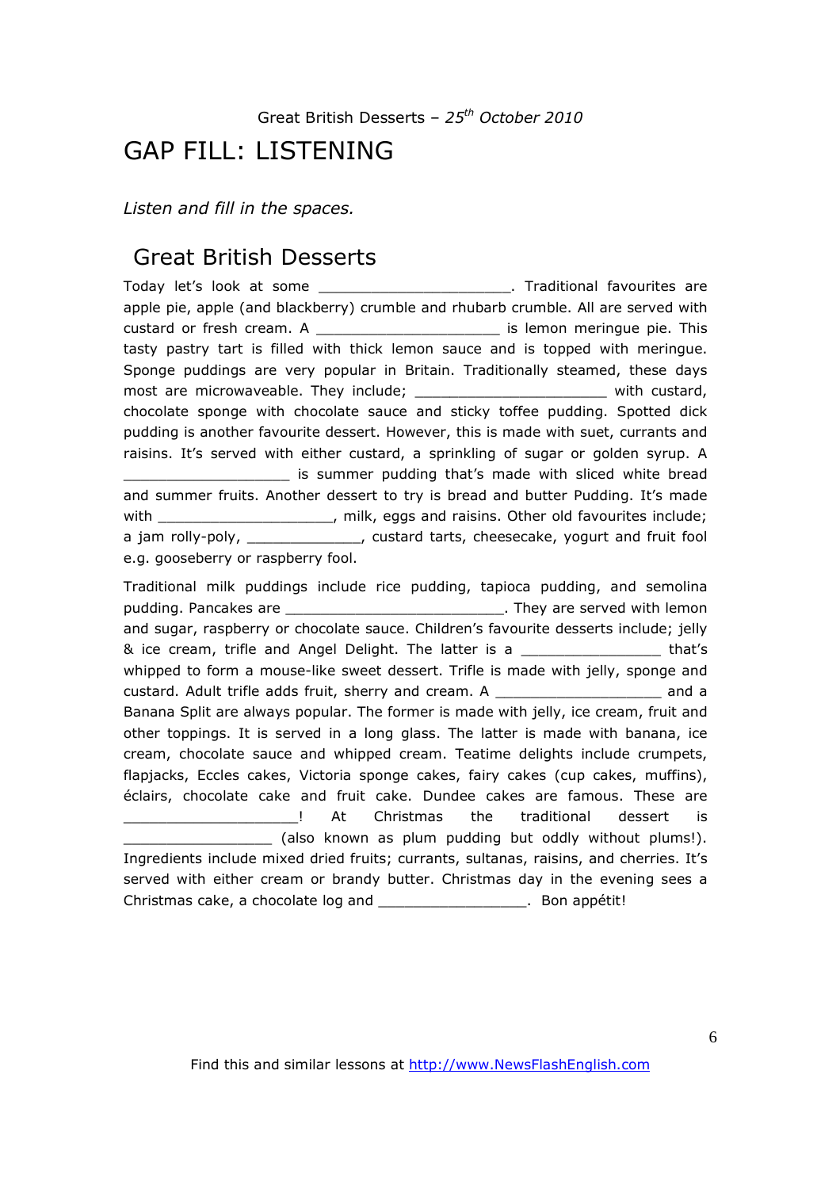Great British Desserts – *25th October 2010*

# GAP FILL: LISTENING

*Listen and fill in the spaces.*

## Great British Desserts

Today let's look at some ______________________. Traditional favourites are apple pie, apple (and blackberry) crumble and rhubarb crumble. All are served with custard or fresh cream. A _____________________ is lemon meringue pie. This tasty pastry tart is filled with thick lemon sauce and is topped with meringue. Sponge puddings are very popular in Britain. Traditionally steamed, these days most are microwaveable. They include; ______________________ with custard, chocolate sponge with chocolate sauce and sticky toffee pudding. Spotted dick pudding is another favourite dessert. However, this is made with suet, currants and raisins. It's served with either custard, a sprinkling of sugar or golden syrup. A ___________________ is summer pudding that's made with sliced white bread and summer fruits. Another dessert to try is bread and butter Pudding. It's made with ____________________, milk, eggs and raisins. Other old favourites include; a jam rolly-poly, _____________, custard tarts, cheesecake, yogurt and fruit fool e.g. gooseberry or raspberry fool.

Traditional milk puddings include rice pudding, tapioca pudding, and semolina pudding. Pancakes are _________________________. They are served with lemon and sugar, raspberry or chocolate sauce. Children's favourite desserts include; jelly & ice cream, trifle and Angel Delight. The latter is a ________________ that's whipped to form a mouse-like sweet dessert. Trifle is made with jelly, sponge and custard. Adult trifle adds fruit, sherry and cream. A ___________________ and a Banana Split are always popular. The former is made with jelly, ice cream, fruit and other toppings. It is served in a long glass. The latter is made with banana, ice cream, chocolate sauce and whipped cream. Teatime delights include crumpets, flapjacks, Eccles cakes, Victoria sponge cakes, fairy cakes (cup cakes, muffins), éclairs, chocolate cake and fruit cake. Dundee cakes are famous. These are ____________________! At Christmas the traditional dessert is _________________ (also known as plum pudding but oddly without plums!). Ingredients include mixed dried fruits; currants, sultanas, raisins, and cherries. It's served with either cream or brandy butter. Christmas day in the evening sees a Christmas cake, a chocolate log and _________________. Bon appétit!

Find this and similar lessons at http://www.NewsFlashEnglish.com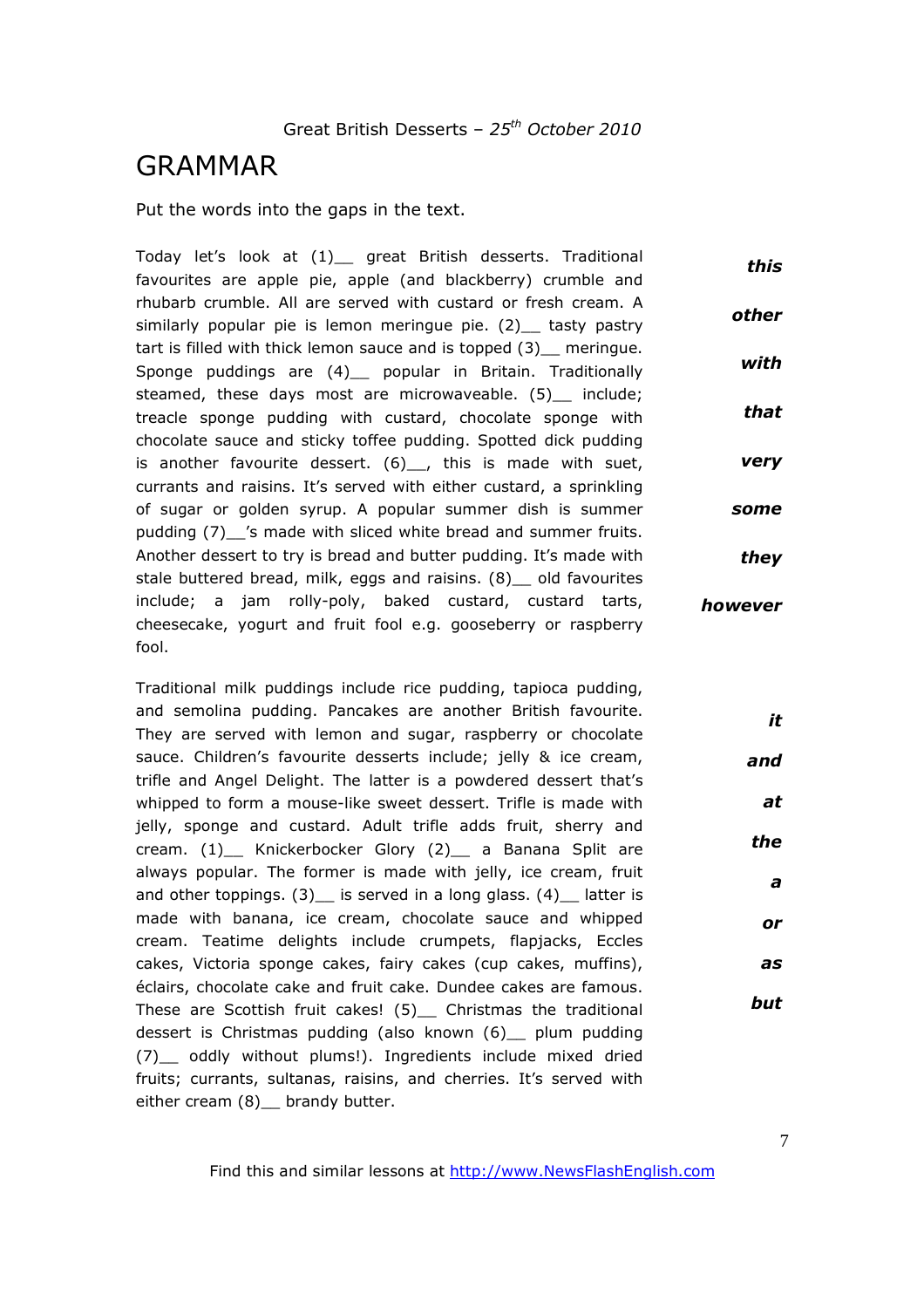Great British Desserts – *25th October 2010*

# GRAMMAR

Put the words into the gaps in the text.

Today let's look at (1)__ great British desserts. Traditional favourites are apple pie, apple (and blackberry) crumble and rhubarb crumble. All are served with custard or fresh cream. A similarly popular pie is lemon meringue pie. (2)__ tasty pastry tart is filled with thick lemon sauce and is topped (3)__ meringue. Sponge puddings are (4)__ popular in Britain. Traditionally steamed, these days most are microwaveable. (5)__ include; treacle sponge pudding with custard, chocolate sponge with chocolate sauce and sticky toffee pudding. Spotted dick pudding is another favourite dessert. (6)__, this is made with suet, currants and raisins. It's served with either custard, a sprinkling of sugar or golden syrup. A popular summer dish is summer pudding (7)__'s made with sliced white bread and summer fruits. Another dessert to try is bread and butter pudding. It's made with stale buttered bread, milk, eggs and raisins. (8)__ old favourites include; a jam rolly-poly, baked custard, custard tarts, cheesecake, yogurt and fruit fool e.g. gooseberry or raspberry fool.

***this***

***other***

***with***

***that***

***very***

***some***

***they***

***however***

Traditional milk puddings include rice pudding, tapioca pudding, and semolina pudding. Pancakes are another British favourite. They are served with lemon and sugar, raspberry or chocolate sauce. Children's favourite desserts include; jelly & ice cream, trifle and Angel Delight. The latter is a powdered dessert that's whipped to form a mouse-like sweet dessert. Trifle is made with jelly, sponge and custard. Adult trifle adds fruit, sherry and cream. (1)__ Knickerbocker Glory (2)__ a Banana Split are always popular. The former is made with jelly, ice cream, fruit and other toppings. (3)__ is served in a long glass. (4)__ latter is made with banana, ice cream, chocolate sauce and whipped cream. Teatime delights include crumpets, flapjacks, Eccles cakes, Victoria sponge cakes, fairy cakes (cup cakes, muffins), éclairs, chocolate cake and fruit cake. Dundee cakes are famous. These are Scottish fruit cakes! (5)__ Christmas the traditional dessert is Christmas pudding (also known (6)__ plum pudding (7)__ oddly without plums!). Ingredients include mixed dried fruits; currants, sultanas, raisins, and cherries. It's served with either cream (8)__ brandy butter.

***it***

***and***

***at***

***the***

***a***

***or***

***as***

***but***

Find this and similar lessons at http://www.NewsFlashEnglish.com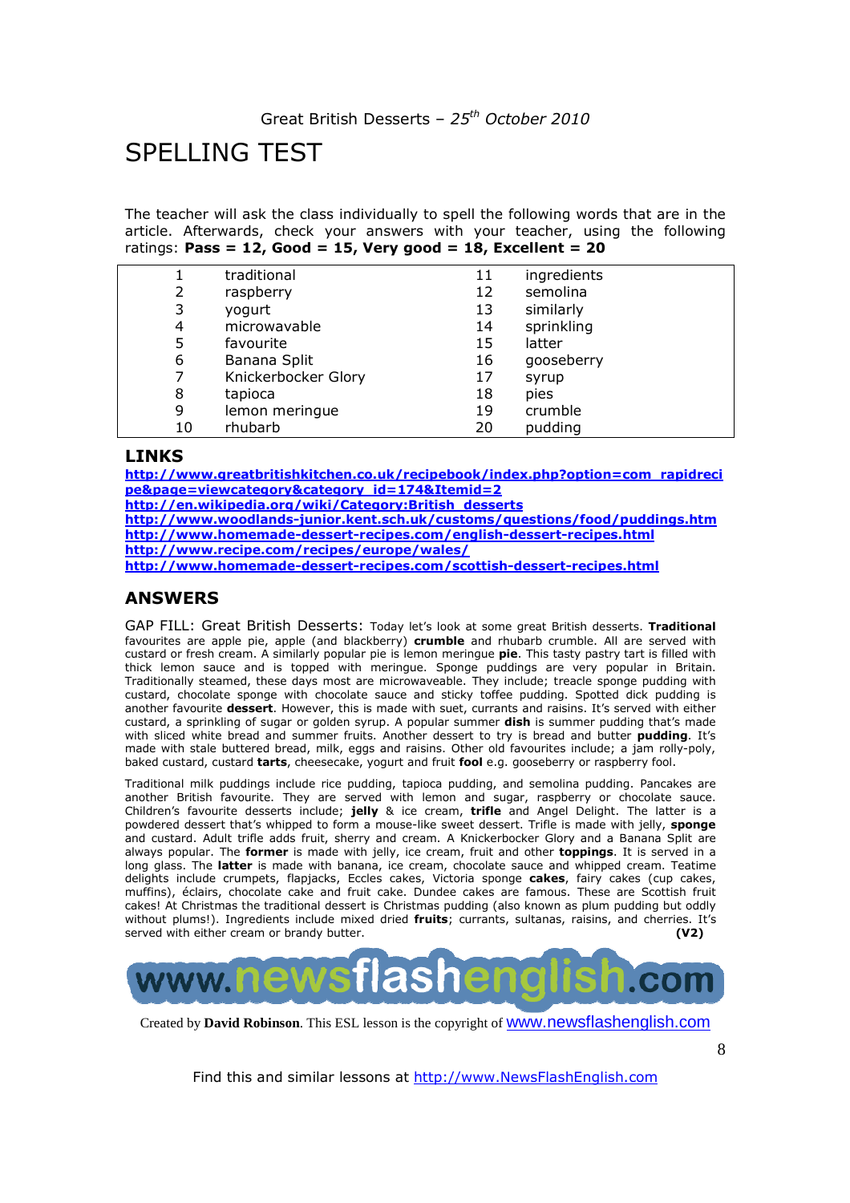Great British Desserts – *25th October 2010*

# SPELLING TEST

The teacher will ask the class individually to spell the following words that are in the article. Afterwards, check your answers with your teacher, using the following ratings: **Pass = 12, Good = 15, Very good = 18, Excellent = 20**

| | | | |
|---|---|---|---|
| 1 | traditional | 11 | ingredients |
| 2 | raspberry | 12 | semolina |
| 3 | yogurt | 13 | similarly |
| 4 | microwavable | 14 | sprinkling |
| 5 | favourite | 15 | latter |
| 6 | Banana Split | 16 | gooseberry |
| 7 | Knickerbocker Glory | 17 | syrup |
| 8 | tapioca | 18 | pies |
| 9 | lemon meringue | 19 | crumble |
| 10 | rhubarb | 20 | pudding |

## LINKS

**http://www.greatbritishkitchen.co.uk/recipebook/index.php?option=com_rapidrecipe&page=viewcategory&category_id=174&Itemid=2**
**http://en.wikipedia.org/wiki/Category:British_desserts**
**http://www.woodlands-junior.kent.sch.uk/customs/questions/food/puddings.htm**
**http://www.homemade-dessert-recipes.com/english-dessert-recipes.html**
**http://www.recipe.com/recipes/europe/wales/**
**http://www.homemade-dessert-recipes.com/scottish-dessert-recipes.html**

## ANSWERS

GAP FILL: Great British Desserts: Today let's look at some great British desserts. **Traditional** favourites are apple pie, apple (and blackberry) **crumble** and rhubarb crumble. All are served with custard or fresh cream. A similarly popular pie is lemon meringue **pie**. This tasty pastry tart is filled with thick lemon sauce and is topped with meringue. Sponge puddings are very popular in Britain. Traditionally steamed, these days most are microwaveable. They include; treacle sponge pudding with custard, chocolate sponge with chocolate sauce and sticky toffee pudding. Spotted dick pudding is another favourite **dessert**. However, this is made with suet, currants and raisins. It's served with either custard, a sprinkling of sugar or golden syrup. A popular summer **dish** is summer pudding that's made with sliced white bread and summer fruits. Another dessert to try is bread and butter **pudding**. It's made with stale buttered bread, milk, eggs and raisins. Other old favourites include; a jam rolly-poly, baked custard, custard **tarts**, cheesecake, yogurt and fruit **fool** e.g. gooseberry or raspberry fool.

Traditional milk puddings include rice pudding, tapioca pudding, and semolina pudding. Pancakes are another British favourite. They are served with lemon and sugar, raspberry or chocolate sauce. Children's favourite desserts include; **jelly** & ice cream, **trifle** and Angel Delight. The latter is a powdered dessert that's whipped to form a mouse-like sweet dessert. Trifle is made with jelly, **sponge** and custard. Adult trifle adds fruit, sherry and cream. A Knickerbocker Glory and a Banana Split are always popular. The **former** is made with jelly, ice cream, fruit and other **toppings**. It is served in a long glass. The **latter** is made with banana, ice cream, chocolate sauce and whipped cream. Teatime delights include crumpets, flapjacks, Eccles cakes, Victoria sponge **cakes**, fairy cakes (cup cakes, muffins), éclairs, chocolate cake and fruit cake. Dundee cakes are famous. These are Scottish fruit cakes! At Christmas the traditional dessert is Christmas pudding (also known as plum pudding but oddly without plums!). Ingredients include mixed dried **fruits**; currants, sultanas, raisins, and cherries. It's served with either cream or brandy butter. **(V2)**

www.newsflashenglish.com

Created by **David Robinson**. This ESL lesson is the copyright of www.newsflashenglish.com

Find this and similar lessons at http://www.NewsFlashEnglish.com